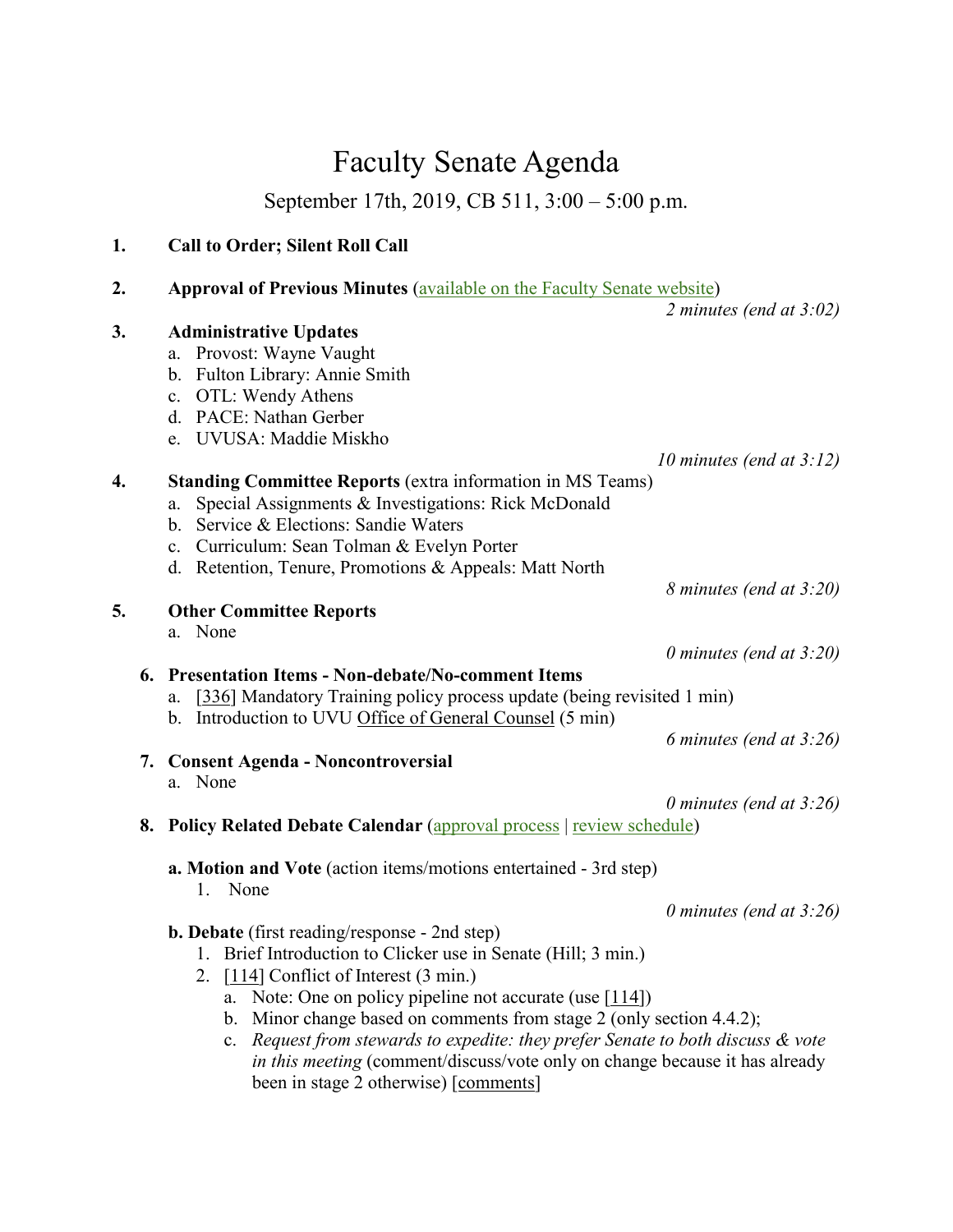# Faculty Senate Agenda

September 17th, 2019, CB 511, 3:00 – 5:00 p.m.

1. **Call to Order; Silent Roll Call**

2. **Approval of Previous Minutes** (available on the Faculty Senate website)

   *2 minutes (end at 3:02)*

3. **Administrative Updates**
   a. Provost: Wayne Vaught
   b. Fulton Library: Annie Smith
   c. OTL: Wendy Athens
   d. PACE: Nathan Gerber
   e. UVUSA: Maddie Miskho

   *10 minutes (end at 3:12)*

4. **Standing Committee Reports** (extra information in MS Teams)
   a. Special Assignments & Investigations: Rick McDonald
   b. Service & Elections: Sandie Waters
   c. Curriculum: Sean Tolman & Evelyn Porter
   d. Retention, Tenure, Promotions & Appeals: Matt North

   *8 minutes (end at 3:20)*

5. **Other Committee Reports**
   a. None

   *0 minutes (end at 3:20)*

6. **Presentation Items - Non-debate/No-comment Items**
   a. [336] Mandatory Training policy process update (being revisited 1 min)
   b. Introduction to UVU Office of General Counsel (5 min)

   *6 minutes (end at 3:26)*

7. **Consent Agenda - Noncontroversial**
   a. None

   *0 minutes (end at 3:26)*

8. **Policy Related Debate Calendar** (approval process | review schedule)

   **a. Motion and Vote** (action items/motions entertained - 3rd step)
   1. None

   *0 minutes (end at 3:26)*

   **b. Debate** (first reading/response - 2nd step)
   1. Brief Introduction to Clicker use in Senate (Hill; 3 min.)
   2. [114] Conflict of Interest (3 min.)
      a. Note: One on policy pipeline not accurate (use [114])
      b. Minor change based on comments from stage 2 (only section 4.4.2);
      c. *Request from stewards to expedite: they prefer Senate to both discuss & vote in this meeting* (comment/discuss/vote only on change because it has already been in stage 2 otherwise) [comments]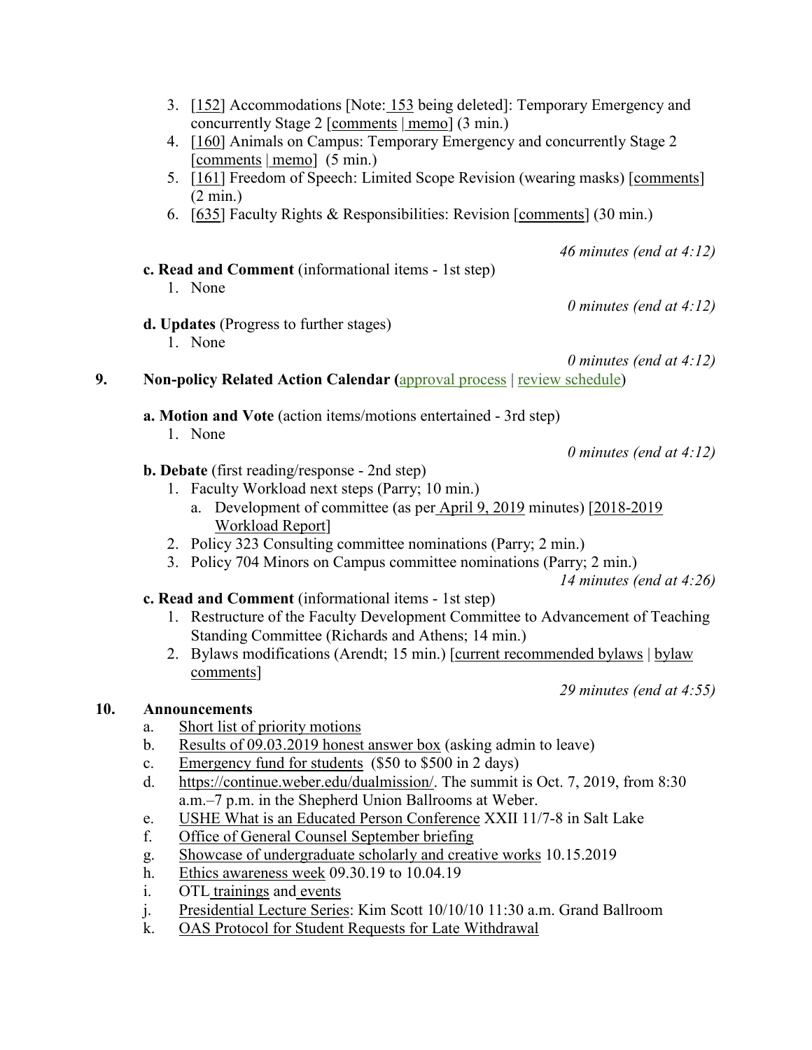3. [152] Accommodations [Note: 153 being deleted]: Temporary Emergency and concurrently Stage 2 [comments | memo] (3 min.)
4. [160] Animals on Campus: Temporary Emergency and concurrently Stage 2 [comments | memo] (5 min.)
5. [161] Freedom of Speech: Limited Scope Revision (wearing masks) [comments] (2 min.)
6. [635] Faculty Rights & Responsibilities: Revision [comments] (30 min.)

*46 minutes (end at 4:12)*

**c. Read and Comment** (informational items - 1st step)

1. None

*0 minutes (end at 4:12)*

**d. Updates** (Progress to further stages)

1. None

*0 minutes (end at 4:12)*

**9. Non-policy Related Action Calendar (**approval process | review schedule)

**a. Motion and Vote** (action items/motions entertained - 3rd step)

1. None

*0 minutes (end at 4:12)*

**b. Debate** (first reading/response - 2nd step)

1. Faculty Workload next steps (Parry; 10 min.)
   a. Development of committee (as per April 9, 2019 minutes) [2018-2019 Workload Report]
2. Policy 323 Consulting committee nominations (Parry; 2 min.)
3. Policy 704 Minors on Campus committee nominations (Parry; 2 min.)

*14 minutes (end at 4:26)*

**c. Read and Comment** (informational items - 1st step)

1. Restructure of the Faculty Development Committee to Advancement of Teaching Standing Committee (Richards and Athens; 14 min.)
2. Bylaws modifications (Arendt; 15 min.) [current recommended bylaws | bylaw comments]

*29 minutes (end at 4:55)*

**10. Announcements**

a. Short list of priority motions
b. Results of 09.03.2019 honest answer box (asking admin to leave)
c. Emergency fund for students ($50 to $500 in 2 days)
d. https://continue.weber.edu/dualmission/. The summit is Oct. 7, 2019, from 8:30 a.m.–7 p.m. in the Shepherd Union Ballrooms at Weber.
e. USHE What is an Educated Person Conference XXII 11/7-8 in Salt Lake
f. Office of General Counsel September briefing
g. Showcase of undergraduate scholarly and creative works 10.15.2019
h. Ethics awareness week 09.30.19 to 10.04.19
i. OTL trainings and events
j. Presidential Lecture Series: Kim Scott 10/10/10 11:30 a.m. Grand Ballroom
k. OAS Protocol for Student Requests for Late Withdrawal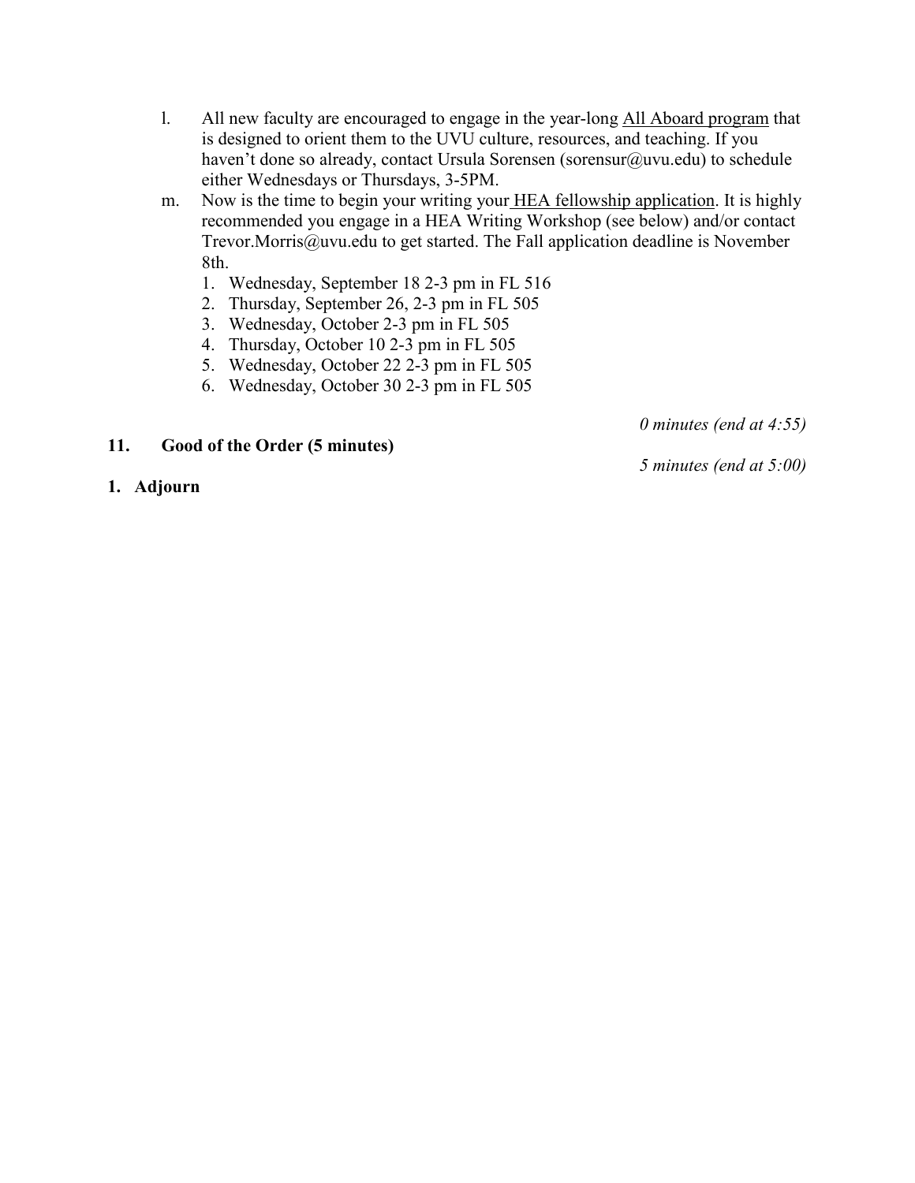l. All new faculty are encouraged to engage in the year-long All Aboard program that is designed to orient them to the UVU culture, resources, and teaching. If you haven't done so already, contact Ursula Sorensen (sorensur@uvu.edu) to schedule either Wednesdays or Thursdays, 3-5PM.

m. Now is the time to begin your writing your HEA fellowship application. It is highly recommended you engage in a HEA Writing Workshop (see below) and/or contact Trevor.Morris@uvu.edu to get started. The Fall application deadline is November 8th.
   1. Wednesday, September 18 2-3 pm in FL 516
   2. Thursday, September 26, 2-3 pm in FL 505
   3. Wednesday, October 2-3 pm in FL 505
   4. Thursday, October 10 2-3 pm in FL 505
   5. Wednesday, October 22 2-3 pm in FL 505
   6. Wednesday, October 30 2-3 pm in FL 505

*0 minutes (end at 4:55)*

**11. Good of the Order (5 minutes)**

*5 minutes (end at 5:00)*

**1. Adjourn**